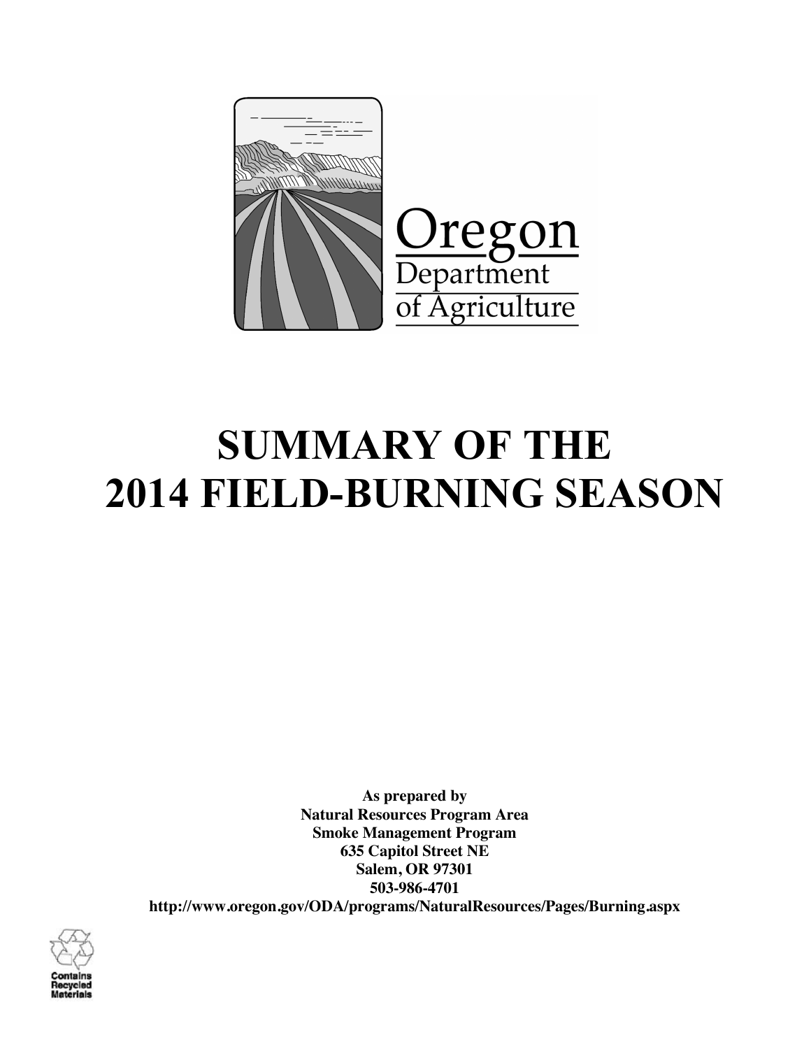Oregon
Department
of Agriculture

# SUMMARY OF THE 2014 FIELD-BURNING SEASON

**As prepared by**
**Natural Resources Program Area**
**Smoke Management Program**
**635 Capitol Street NE**
**Salem, OR 97301**
**503-986-4701**
**http://www.oregon.gov/ODA/programs/NaturalResources/Pages/Burning.aspx**

Contains Recycled Materials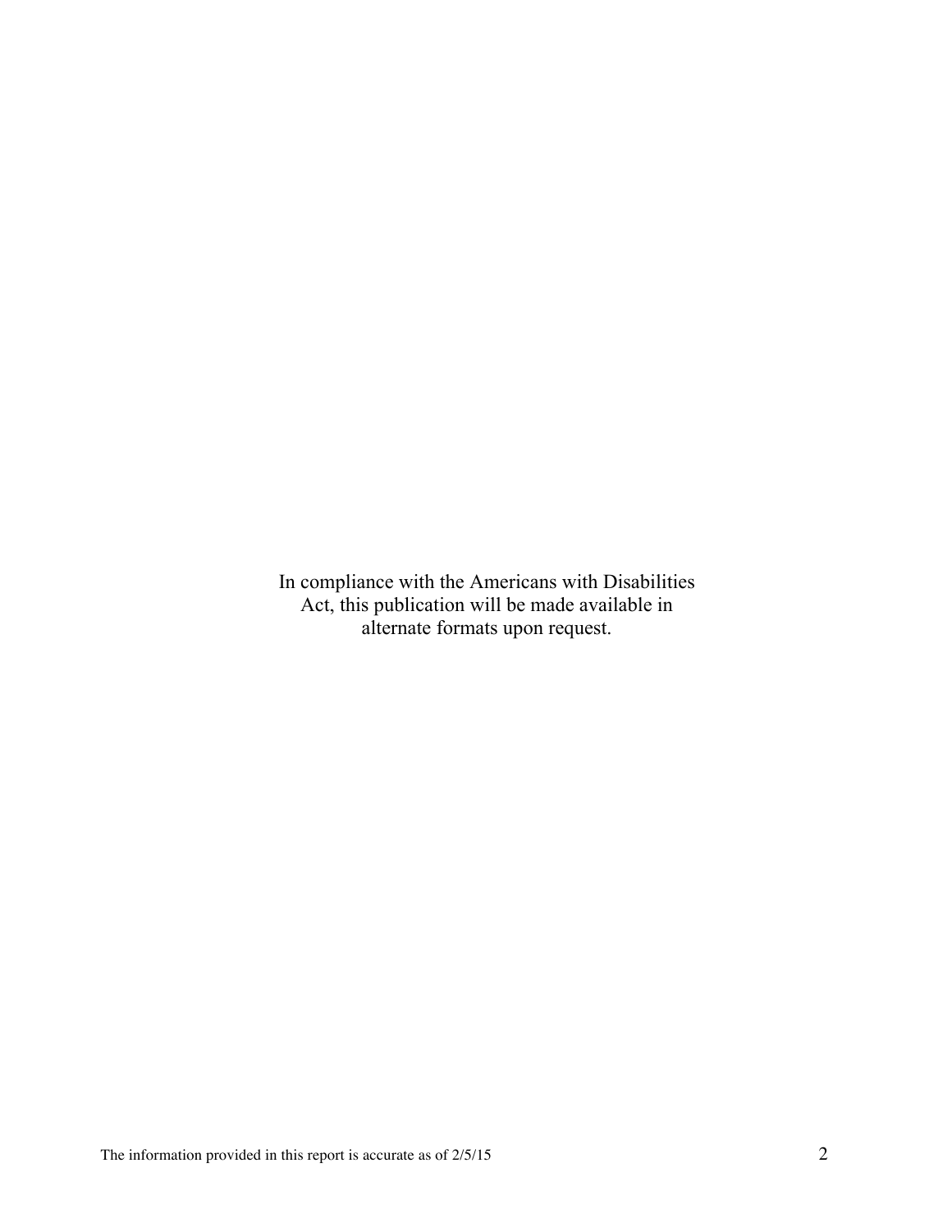In compliance with the Americans with Disabilities Act, this publication will be made available in alternate formats upon request.

The information provided in this report is accurate as of 2/5/15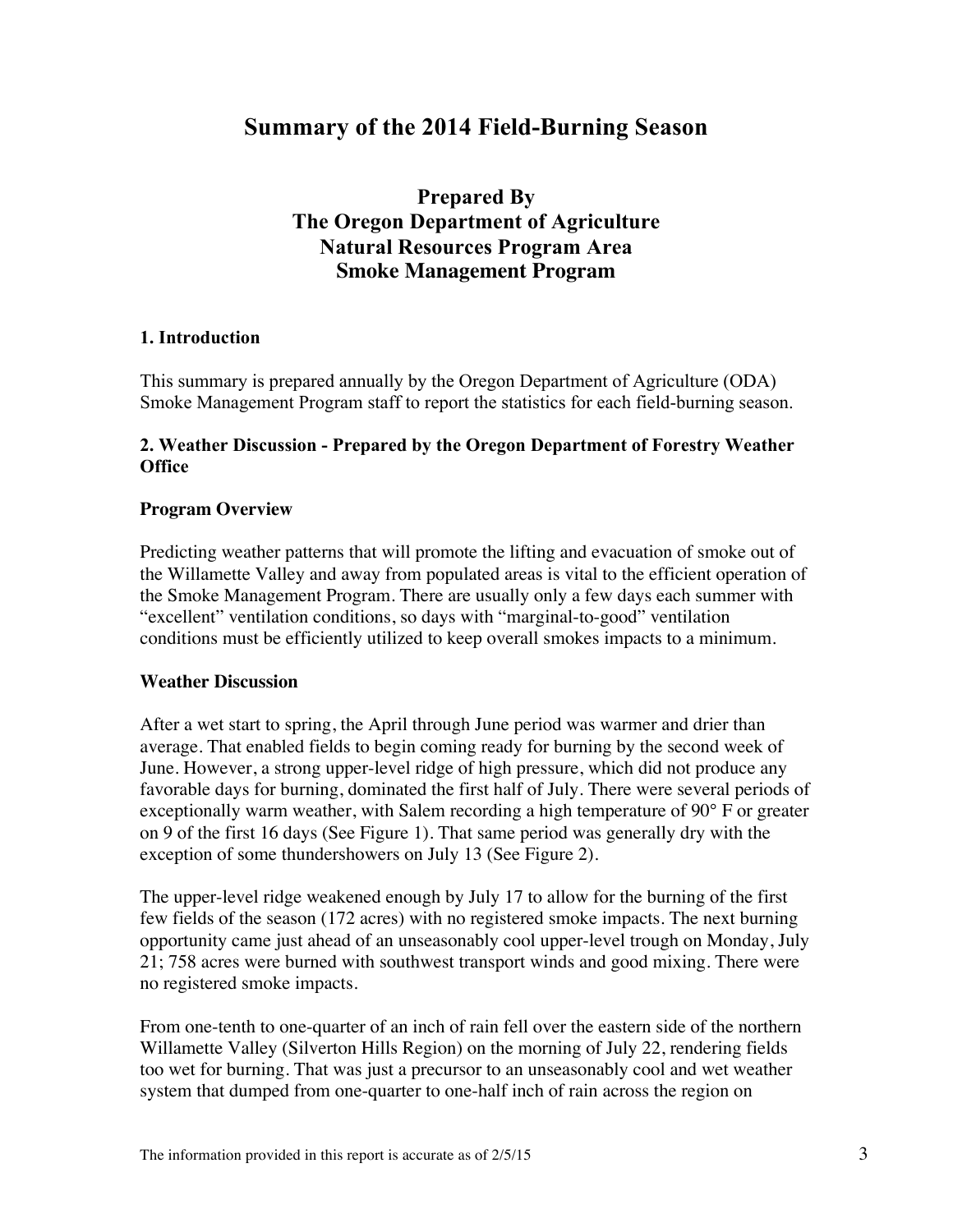# Summary of the 2014 Field-Burning Season

## Prepared By
## The Oregon Department of Agriculture
## Natural Resources Program Area
## Smoke Management Program

### 1. Introduction

This summary is prepared annually by the Oregon Department of Agriculture (ODA) Smoke Management Program staff to report the statistics for each field-burning season.

### 2. Weather Discussion - Prepared by the Oregon Department of Forestry Weather Office

#### Program Overview

Predicting weather patterns that will promote the lifting and evacuation of smoke out of the Willamette Valley and away from populated areas is vital to the efficient operation of the Smoke Management Program. There are usually only a few days each summer with "excellent" ventilation conditions, so days with "marginal-to-good" ventilation conditions must be efficiently utilized to keep overall smokes impacts to a minimum.

#### Weather Discussion

After a wet start to spring, the April through June period was warmer and drier than average. That enabled fields to begin coming ready for burning by the second week of June. However, a strong upper-level ridge of high pressure, which did not produce any favorable days for burning, dominated the first half of July. There were several periods of exceptionally warm weather, with Salem recording a high temperature of 90° F or greater on 9 of the first 16 days (See Figure 1). That same period was generally dry with the exception of some thundershowers on July 13 (See Figure 2).

The upper-level ridge weakened enough by July 17 to allow for the burning of the first few fields of the season (172 acres) with no registered smoke impacts. The next burning opportunity came just ahead of an unseasonably cool upper-level trough on Monday, July 21; 758 acres were burned with southwest transport winds and good mixing. There were no registered smoke impacts.

From one-tenth to one-quarter of an inch of rain fell over the eastern side of the northern Willamette Valley (Silverton Hills Region) on the morning of July 22, rendering fields too wet for burning. That was just a precursor to an unseasonably cool and wet weather system that dumped from one-quarter to one-half inch of rain across the region on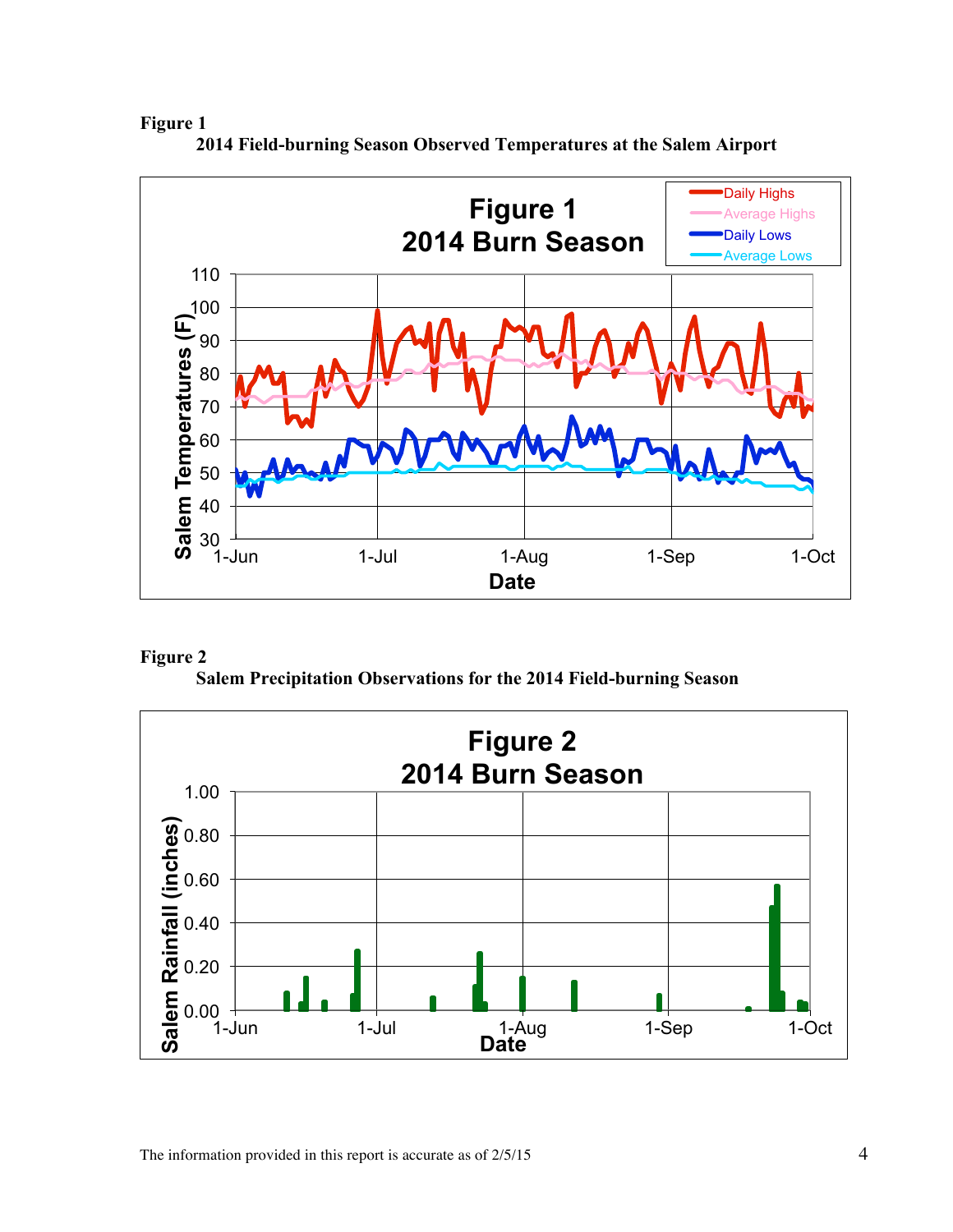**Figure 1**

**2014 Field-burning Season Observed Temperatures at the Salem Airport**

**Figure 2**

**Salem Precipitation Observations for the 2014 Field-burning Season**

The information provided in this report is accurate as of 2/5/15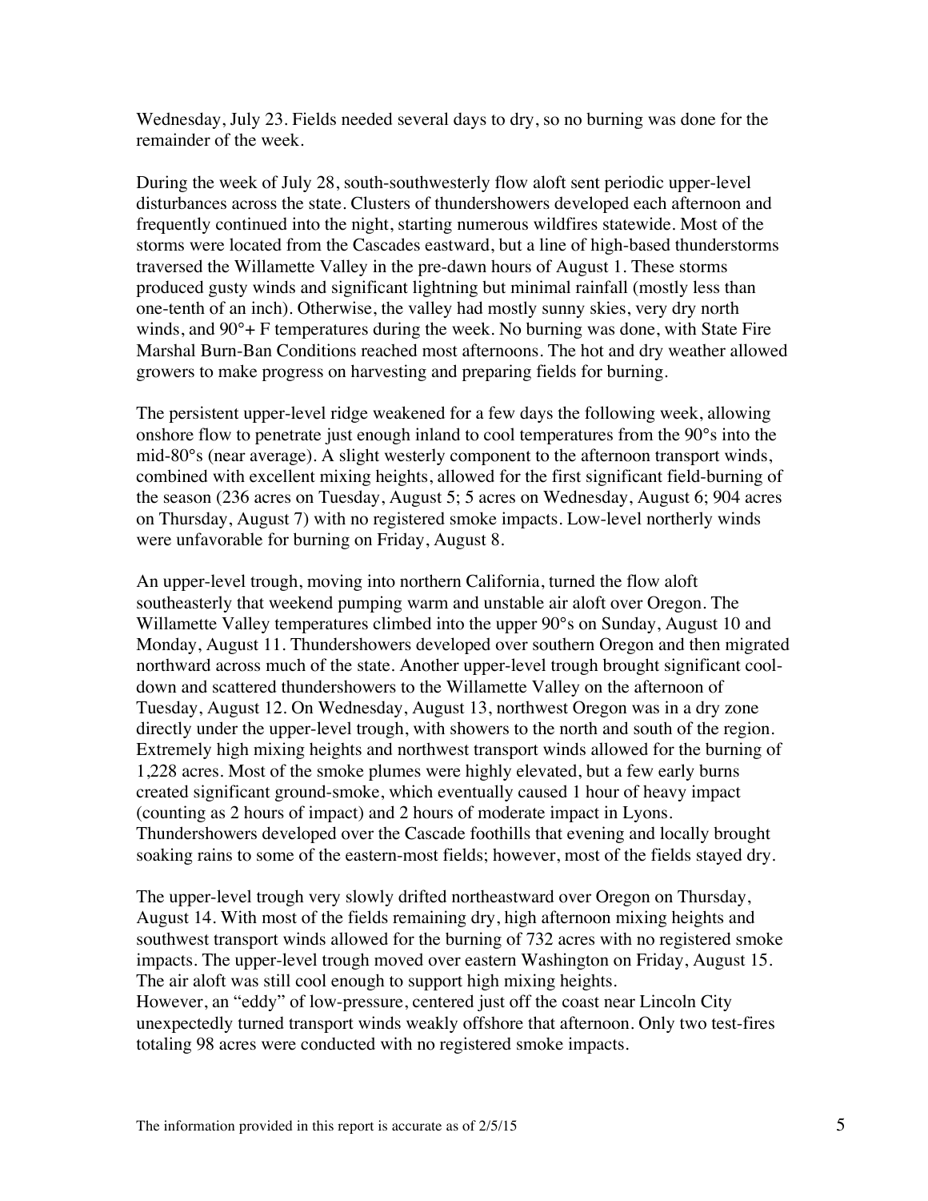Wednesday, July 23. Fields needed several days to dry, so no burning was done for the remainder of the week.

During the week of July 28, south-southwesterly flow aloft sent periodic upper-level disturbances across the state. Clusters of thundershowers developed each afternoon and frequently continued into the night, starting numerous wildfires statewide. Most of the storms were located from the Cascades eastward, but a line of high-based thunderstorms traversed the Willamette Valley in the pre-dawn hours of August 1. These storms produced gusty winds and significant lightning but minimal rainfall (mostly less than one-tenth of an inch). Otherwise, the valley had mostly sunny skies, very dry north winds, and 90°+ F temperatures during the week. No burning was done, with State Fire Marshal Burn-Ban Conditions reached most afternoons. The hot and dry weather allowed growers to make progress on harvesting and preparing fields for burning.

The persistent upper-level ridge weakened for a few days the following week, allowing onshore flow to penetrate just enough inland to cool temperatures from the 90°s into the mid-80°s (near average). A slight westerly component to the afternoon transport winds, combined with excellent mixing heights, allowed for the first significant field-burning of the season (236 acres on Tuesday, August 5; 5 acres on Wednesday, August 6; 904 acres on Thursday, August 7) with no registered smoke impacts. Low-level northerly winds were unfavorable for burning on Friday, August 8.

An upper-level trough, moving into northern California, turned the flow aloft southeasterly that weekend pumping warm and unstable air aloft over Oregon. The Willamette Valley temperatures climbed into the upper 90°s on Sunday, August 10 and Monday, August 11. Thundershowers developed over southern Oregon and then migrated northward across much of the state. Another upper-level trough brought significant cool-down and scattered thundershowers to the Willamette Valley on the afternoon of Tuesday, August 12. On Wednesday, August 13, northwest Oregon was in a dry zone directly under the upper-level trough, with showers to the north and south of the region. Extremely high mixing heights and northwest transport winds allowed for the burning of 1,228 acres. Most of the smoke plumes were highly elevated, but a few early burns created significant ground-smoke, which eventually caused 1 hour of heavy impact (counting as 2 hours of impact) and 2 hours of moderate impact in Lyons. Thundershowers developed over the Cascade foothills that evening and locally brought soaking rains to some of the eastern-most fields; however, most of the fields stayed dry.

The upper-level trough very slowly drifted northeastward over Oregon on Thursday, August 14. With most of the fields remaining dry, high afternoon mixing heights and southwest transport winds allowed for the burning of 732 acres with no registered smoke impacts. The upper-level trough moved over eastern Washington on Friday, August 15. The air aloft was still cool enough to support high mixing heights.
However, an "eddy" of low-pressure, centered just off the coast near Lincoln City unexpectedly turned transport winds weakly offshore that afternoon. Only two test-fires totaling 98 acres were conducted with no registered smoke impacts.

The information provided in this report is accurate as of 2/5/15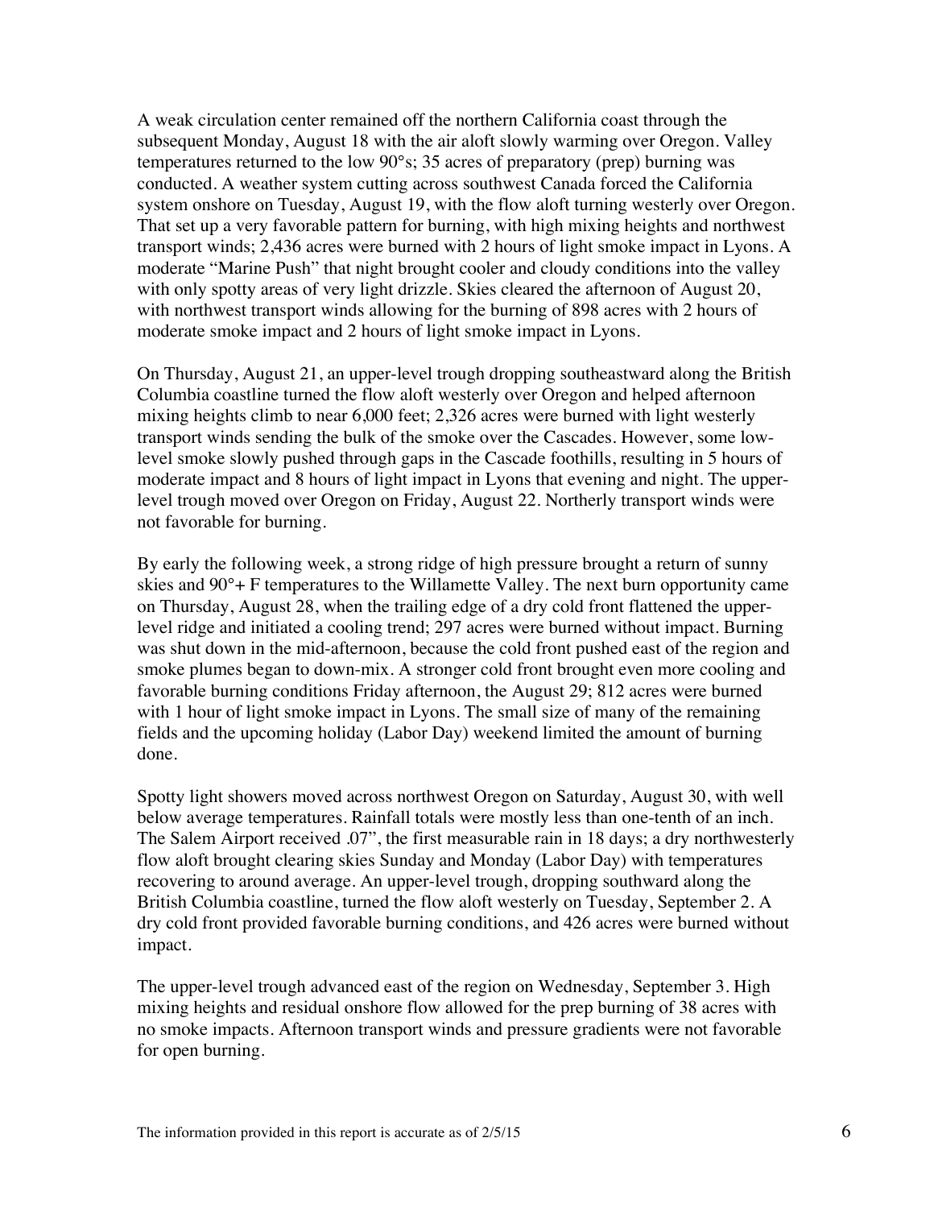A weak circulation center remained off the northern California coast through the subsequent Monday, August 18 with the air aloft slowly warming over Oregon. Valley temperatures returned to the low 90°s; 35 acres of preparatory (prep) burning was conducted. A weather system cutting across southwest Canada forced the California system onshore on Tuesday, August 19, with the flow aloft turning westerly over Oregon. That set up a very favorable pattern for burning, with high mixing heights and northwest transport winds; 2,436 acres were burned with 2 hours of light smoke impact in Lyons. A moderate "Marine Push" that night brought cooler and cloudy conditions into the valley with only spotty areas of very light drizzle. Skies cleared the afternoon of August 20, with northwest transport winds allowing for the burning of 898 acres with 2 hours of moderate smoke impact and 2 hours of light smoke impact in Lyons.

On Thursday, August 21, an upper-level trough dropping southeastward along the British Columbia coastline turned the flow aloft westerly over Oregon and helped afternoon mixing heights climb to near 6,000 feet; 2,326 acres were burned with light westerly transport winds sending the bulk of the smoke over the Cascades. However, some low-level smoke slowly pushed through gaps in the Cascade foothills, resulting in 5 hours of moderate impact and 8 hours of light impact in Lyons that evening and night. The upper-level trough moved over Oregon on Friday, August 22. Northerly transport winds were not favorable for burning.

By early the following week, a strong ridge of high pressure brought a return of sunny skies and 90°+ F temperatures to the Willamette Valley. The next burn opportunity came on Thursday, August 28, when the trailing edge of a dry cold front flattened the upper-level ridge and initiated a cooling trend; 297 acres were burned without impact. Burning was shut down in the mid-afternoon, because the cold front pushed east of the region and smoke plumes began to down-mix. A stronger cold front brought even more cooling and favorable burning conditions Friday afternoon, the August 29; 812 acres were burned with 1 hour of light smoke impact in Lyons. The small size of many of the remaining fields and the upcoming holiday (Labor Day) weekend limited the amount of burning done.

Spotty light showers moved across northwest Oregon on Saturday, August 30, with well below average temperatures. Rainfall totals were mostly less than one-tenth of an inch. The Salem Airport received .07", the first measurable rain in 18 days; a dry northwesterly flow aloft brought clearing skies Sunday and Monday (Labor Day) with temperatures recovering to around average. An upper-level trough, dropping southward along the British Columbia coastline, turned the flow aloft westerly on Tuesday, September 2. A dry cold front provided favorable burning conditions, and 426 acres were burned without impact.

The upper-level trough advanced east of the region on Wednesday, September 3. High mixing heights and residual onshore flow allowed for the prep burning of 38 acres with no smoke impacts. Afternoon transport winds and pressure gradients were not favorable for open burning.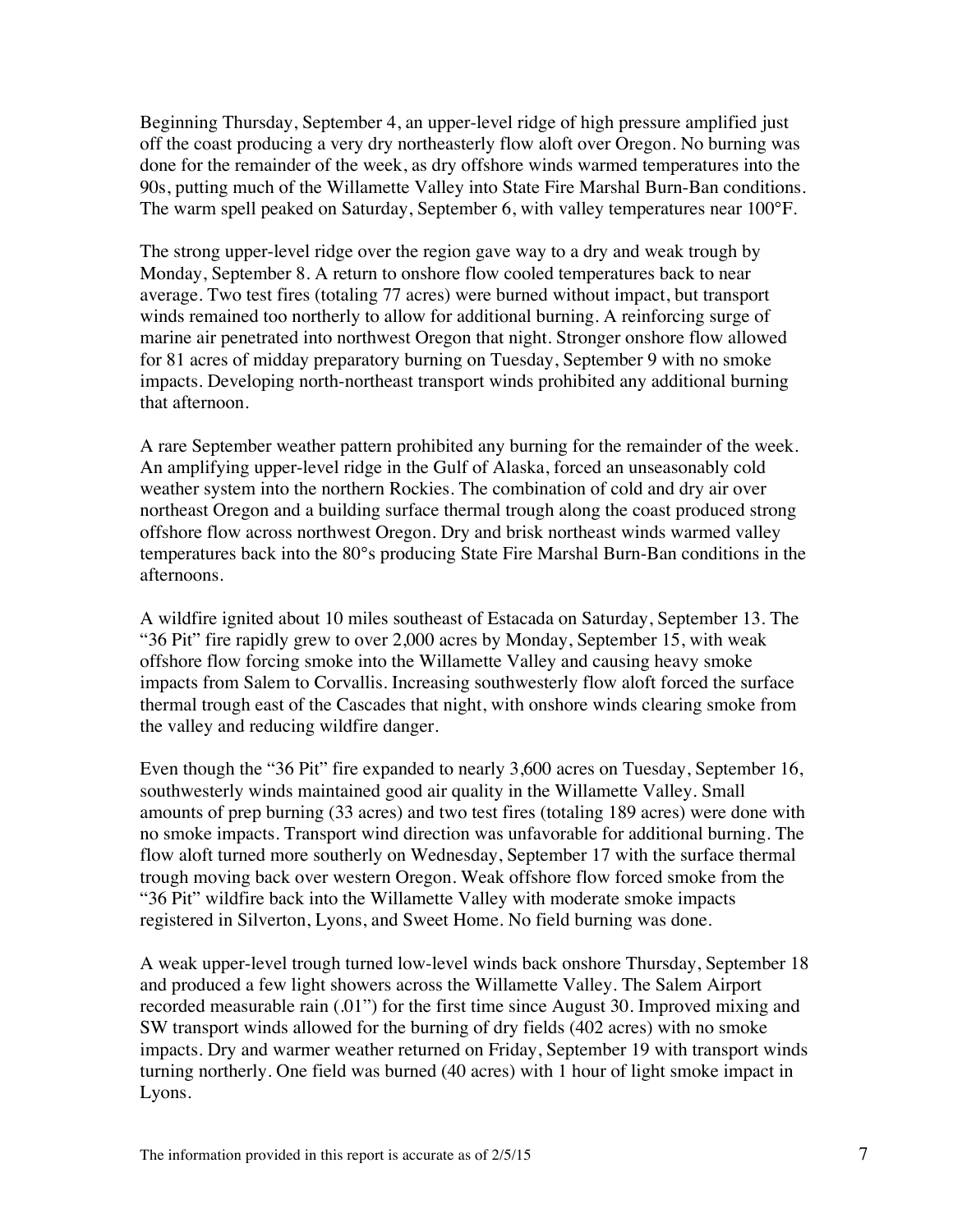Beginning Thursday, September 4, an upper-level ridge of high pressure amplified just off the coast producing a very dry northeasterly flow aloft over Oregon. No burning was done for the remainder of the week, as dry offshore winds warmed temperatures into the 90s, putting much of the Willamette Valley into State Fire Marshal Burn-Ban conditions. The warm spell peaked on Saturday, September 6, with valley temperatures near 100°F.

The strong upper-level ridge over the region gave way to a dry and weak trough by Monday, September 8. A return to onshore flow cooled temperatures back to near average. Two test fires (totaling 77 acres) were burned without impact, but transport winds remained too northerly to allow for additional burning. A reinforcing surge of marine air penetrated into northwest Oregon that night. Stronger onshore flow allowed for 81 acres of midday preparatory burning on Tuesday, September 9 with no smoke impacts. Developing north-northeast transport winds prohibited any additional burning that afternoon.

A rare September weather pattern prohibited any burning for the remainder of the week. An amplifying upper-level ridge in the Gulf of Alaska, forced an unseasonably cold weather system into the northern Rockies. The combination of cold and dry air over northeast Oregon and a building surface thermal trough along the coast produced strong offshore flow across northwest Oregon. Dry and brisk northeast winds warmed valley temperatures back into the 80°s producing State Fire Marshal Burn-Ban conditions in the afternoons.

A wildfire ignited about 10 miles southeast of Estacada on Saturday, September 13. The "36 Pit" fire rapidly grew to over 2,000 acres by Monday, September 15, with weak offshore flow forcing smoke into the Willamette Valley and causing heavy smoke impacts from Salem to Corvallis. Increasing southwesterly flow aloft forced the surface thermal trough east of the Cascades that night, with onshore winds clearing smoke from the valley and reducing wildfire danger.

Even though the "36 Pit" fire expanded to nearly 3,600 acres on Tuesday, September 16, southwesterly winds maintained good air quality in the Willamette Valley. Small amounts of prep burning (33 acres) and two test fires (totaling 189 acres) were done with no smoke impacts. Transport wind direction was unfavorable for additional burning. The flow aloft turned more southerly on Wednesday, September 17 with the surface thermal trough moving back over western Oregon. Weak offshore flow forced smoke from the "36 Pit" wildfire back into the Willamette Valley with moderate smoke impacts registered in Silverton, Lyons, and Sweet Home. No field burning was done.

A weak upper-level trough turned low-level winds back onshore Thursday, September 18 and produced a few light showers across the Willamette Valley. The Salem Airport recorded measurable rain (.01") for the first time since August 30. Improved mixing and SW transport winds allowed for the burning of dry fields (402 acres) with no smoke impacts. Dry and warmer weather returned on Friday, September 19 with transport winds turning northerly. One field was burned (40 acres) with 1 hour of light smoke impact in Lyons.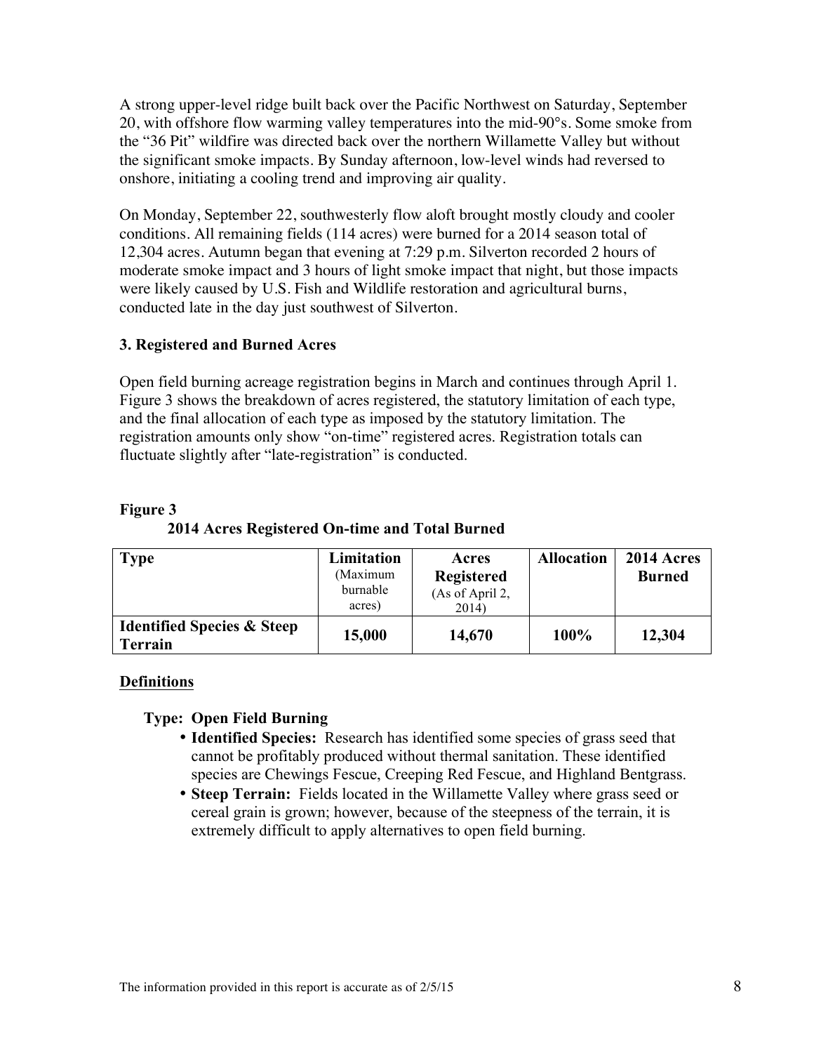A strong upper-level ridge built back over the Pacific Northwest on Saturday, September 20, with offshore flow warming valley temperatures into the mid-90°s. Some smoke from the "36 Pit" wildfire was directed back over the northern Willamette Valley but without the significant smoke impacts. By Sunday afternoon, low-level winds had reversed to onshore, initiating a cooling trend and improving air quality.

On Monday, September 22, southwesterly flow aloft brought mostly cloudy and cooler conditions. All remaining fields (114 acres) were burned for a 2014 season total of 12,304 acres. Autumn began that evening at 7:29 p.m. Silverton recorded 2 hours of moderate smoke impact and 3 hours of light smoke impact that night, but those impacts were likely caused by U.S. Fish and Wildlife restoration and agricultural burns, conducted late in the day just southwest of Silverton.

### 3. Registered and Burned Acres

Open field burning acreage registration begins in March and continues through April 1. Figure 3 shows the breakdown of acres registered, the statutory limitation of each type, and the final allocation of each type as imposed by the statutory limitation. The registration amounts only show "on-time" registered acres. Registration totals can fluctuate slightly after "late-registration" is conducted.

**Figure 3**

**2014 Acres Registered On-time and Total Burned**

| Type | Limitation (Maximum burnable acres) | Acres Registered (As of April 2, 2014) | Allocation | 2014 Acres Burned |
|---|---|---|---|---|
| **Identified Species & Steep Terrain** | **15,000** | **14,670** | **100%** | **12,304** |

**Definitions**

**Type: Open Field Burning**

- **Identified Species:** Research has identified some species of grass seed that cannot be profitably produced without thermal sanitation. These identified species are Chewings Fescue, Creeping Red Fescue, and Highland Bentgrass.
- **Steep Terrain:** Fields located in the Willamette Valley where grass seed or cereal grain is grown; however, because of the steepness of the terrain, it is extremely difficult to apply alternatives to open field burning.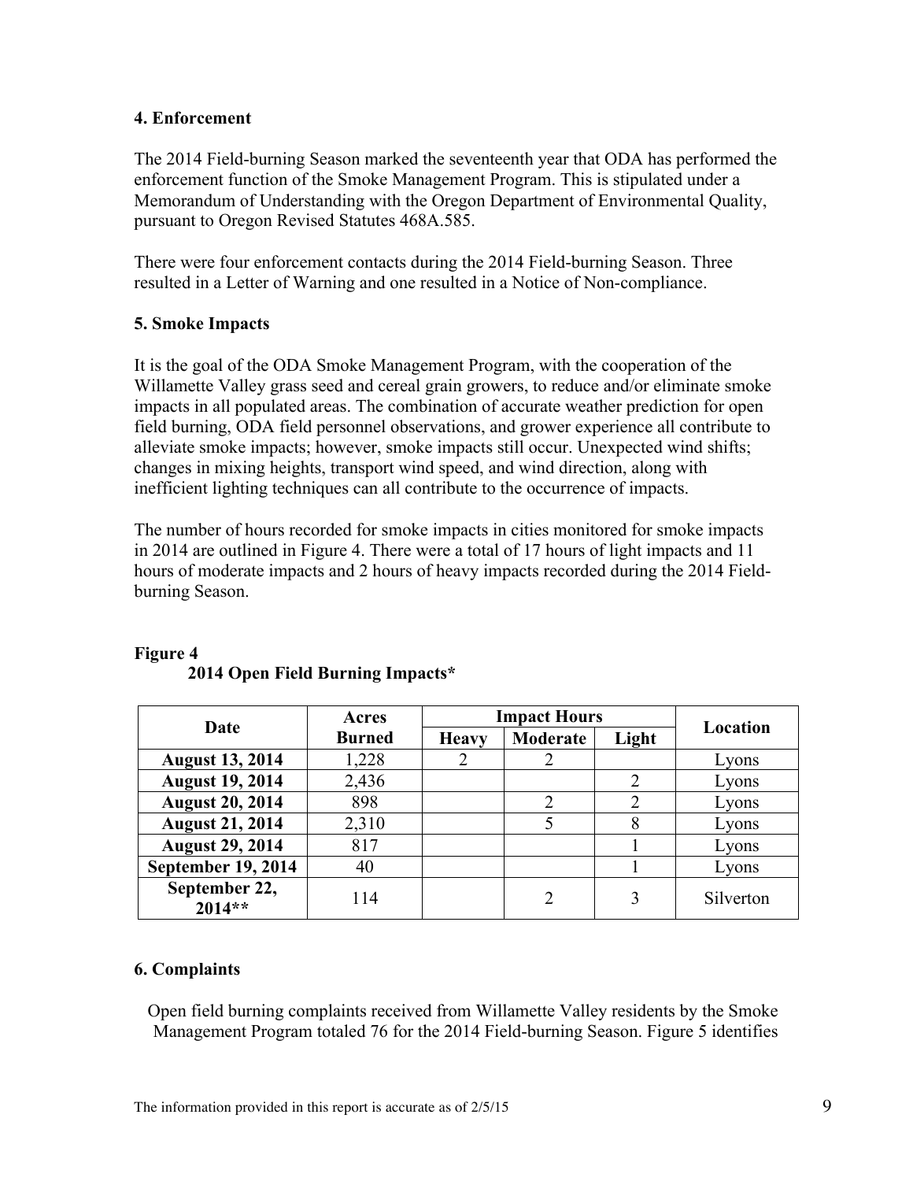## 4. Enforcement

The 2014 Field-burning Season marked the seventeenth year that ODA has performed the enforcement function of the Smoke Management Program. This is stipulated under a Memorandum of Understanding with the Oregon Department of Environmental Quality, pursuant to Oregon Revised Statutes 468A.585.

There were four enforcement contacts during the 2014 Field-burning Season. Three resulted in a Letter of Warning and one resulted in a Notice of Non-compliance.

## 5. Smoke Impacts

It is the goal of the ODA Smoke Management Program, with the cooperation of the Willamette Valley grass seed and cereal grain growers, to reduce and/or eliminate smoke impacts in all populated areas. The combination of accurate weather prediction for open field burning, ODA field personnel observations, and grower experience all contribute to alleviate smoke impacts; however, smoke impacts still occur. Unexpected wind shifts; changes in mixing heights, transport wind speed, and wind direction, along with inefficient lighting techniques can all contribute to the occurrence of impacts.

The number of hours recorded for smoke impacts in cities monitored for smoke impacts in 2014 are outlined in Figure 4. There were a total of 17 hours of light impacts and 11 hours of moderate impacts and 2 hours of heavy impacts recorded during the 2014 Field-burning Season.

**Figure 4**
**2014 Open Field Burning Impacts***

| Date | Acres Burned | Impact Hours | | | Location |
|---|---|---|---|---|---|
| | | Heavy | Moderate | Light | |
| **August 13, 2014** | 1,228 | 2 | 2 | | Lyons |
| **August 19, 2014** | 2,436 | | | 2 | Lyons |
| **August 20, 2014** | 898 | | 2 | 2 | Lyons |
| **August 21, 2014** | 2,310 | | 5 | 8 | Lyons |
| **August 29, 2014** | 817 | | | 1 | Lyons |
| **September 19, 2014** | 40 | | | 1 | Lyons |
| **September 22, 2014**** | 114 | | 2 | 3 | Silverton |

## 6. Complaints

Open field burning complaints received from Willamette Valley residents by the Smoke Management Program totaled 76 for the 2014 Field-burning Season. Figure 5 identifies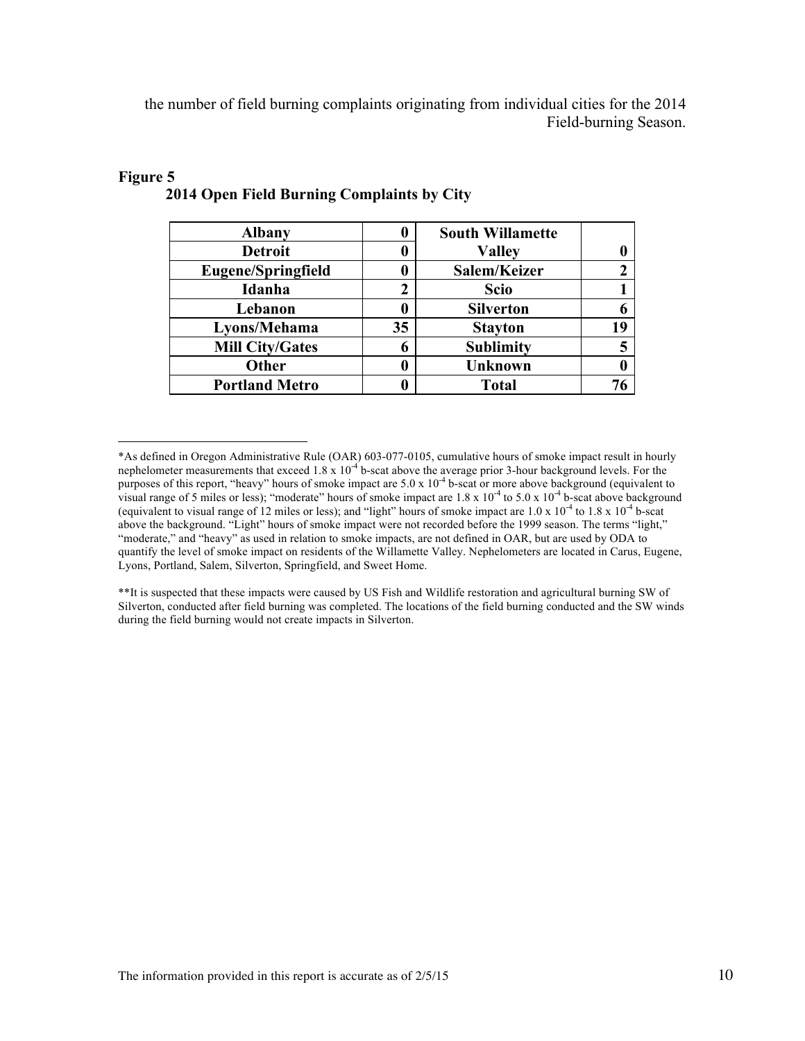the number of field burning complaints originating from individual cities for the 2014 Field-burning Season.

**Figure 5**

**2014 Open Field Burning Complaints by City**

| | | | |
|---|---|---|---|
| **Albany** | **0** | **South Willamette Valley** | **0** |
| **Detroit** | **0** | | |
| **Eugene/Springfield** | **0** | **Salem/Keizer** | **2** |
| **Idanha** | **2** | **Scio** | **1** |
| **Lebanon** | **0** | **Silverton** | **6** |
| **Lyons/Mehama** | **35** | **Stayton** | **19** |
| **Mill City/Gates** | **6** | **Sublimity** | **5** |
| **Other** | **0** | **Unknown** | **0** |
| **Portland Metro** | **0** | **Total** | **76** |

---

*As defined in Oregon Administrative Rule (OAR) 603-077-0105, cumulative hours of smoke impact result in hourly nephelometer measurements that exceed $1.8 \times 10^{-4}$ b-scat above the average prior 3-hour background levels. For the purposes of this report, "heavy" hours of smoke impact are $5.0 \times 10^{-4}$ b-scat or more above background (equivalent to visual range of 5 miles or less); "moderate" hours of smoke impact are $1.8 \times 10^{-4}$ to $5.0 \times 10^{-4}$ b-scat above background (equivalent to visual range of 12 miles or less); and "light" hours of smoke impact are $1.0 \times 10^{-4}$ to $1.8 \times 10^{-4}$ b-scat above the background. "Light" hours of smoke impact were not recorded before the 1999 season. The terms "light," "moderate," and "heavy" as used in relation to smoke impacts, are not defined in OAR, but are used by ODA to quantify the level of smoke impact on residents of the Willamette Valley. Nephelometers are located in Carus, Eugene, Lyons, Portland, Salem, Silverton, Springfield, and Sweet Home.

**It is suspected that these impacts were caused by US Fish and Wildlife restoration and agricultural burning SW of Silverton, conducted after field burning was completed. The locations of the field burning conducted and the SW winds during the field burning would not create impacts in Silverton.

The information provided in this report is accurate as of 2/5/15